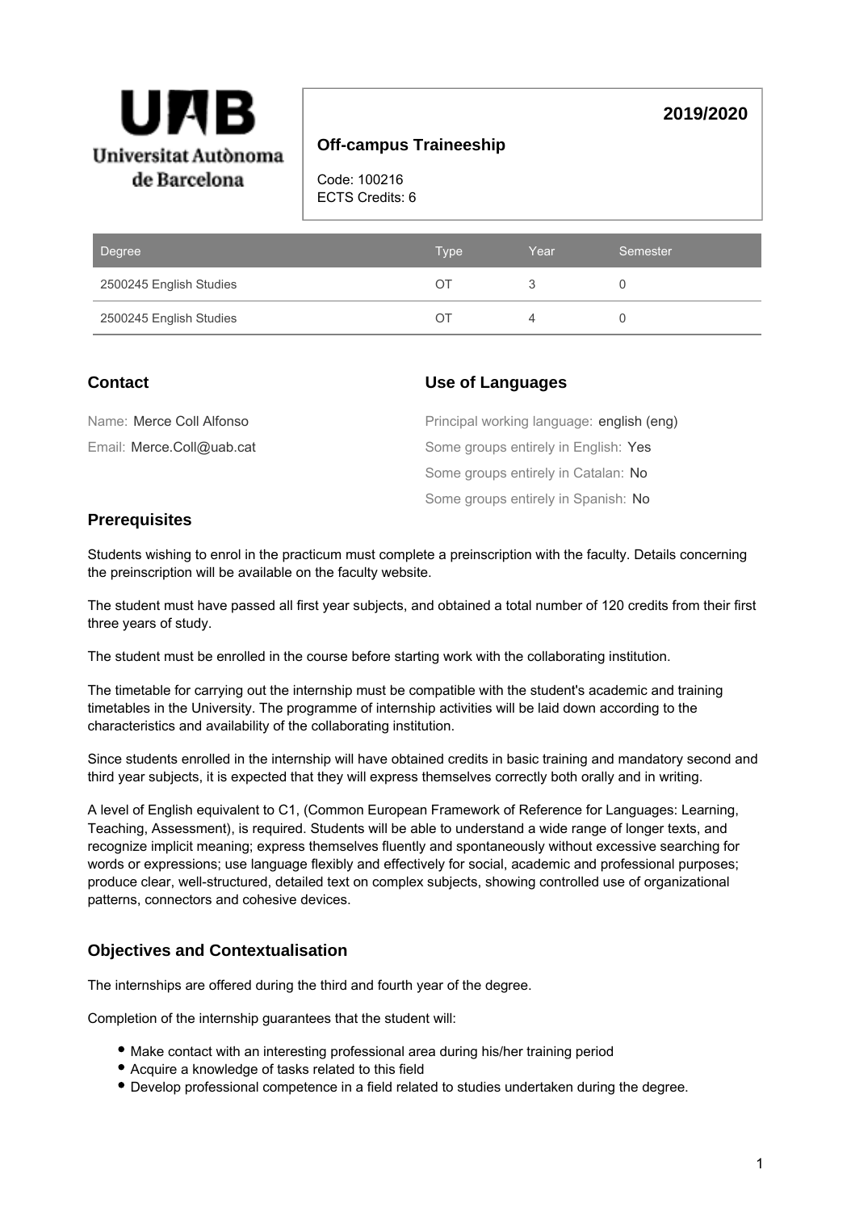Universitat Autònoma de Barcelona

**2019/2020**

## Off-campus Traineeship

Code: 100216
ECTS Credits: 6

| Degree | Type | Year | Semester |
|---|---|---|---|
| 2500245 English Studies | OT | 3 | 0 |
| 2500245 English Studies | OT | 4 | 0 |

### Contact

Name: Merce Coll Alfonso

Email: Merce.Coll@uab.cat

### Use of Languages

Principal working language: english (eng)

Some groups entirely in English: Yes

Some groups entirely in Catalan: No

Some groups entirely in Spanish: No

### Prerequisites

Students wishing to enrol in the practicum must complete a preinscription with the faculty. Details concerning the preinscription will be available on the faculty website.

The student must have passed all first year subjects, and obtained a total number of 120 credits from their first three years of study.

The student must be enrolled in the course before starting work with the collaborating institution.

The timetable for carrying out the internship must be compatible with the student's academic and training timetables in the University. The programme of internship activities will be laid down according to the characteristics and availability of the collaborating institution.

Since students enrolled in the internship will have obtained credits in basic training and mandatory second and third year subjects, it is expected that they will express themselves correctly both orally and in writing.

A level of English equivalent to C1, (Common European Framework of Reference for Languages: Learning, Teaching, Assessment), is required. Students will be able to understand a wide range of longer texts, and recognize implicit meaning; express themselves fluently and spontaneously without excessive searching for words or expressions; use language flexibly and effectively for social, academic and professional purposes; produce clear, well-structured, detailed text on complex subjects, showing controlled use of organizational patterns, connectors and cohesive devices.

### Objectives and Contextualisation

The internships are offered during the third and fourth year of the degree.

Completion of the internship guarantees that the student will:

- Make contact with an interesting professional area during his/her training period
- Acquire a knowledge of tasks related to this field
- Develop professional competence in a field related to studies undertaken during the degree.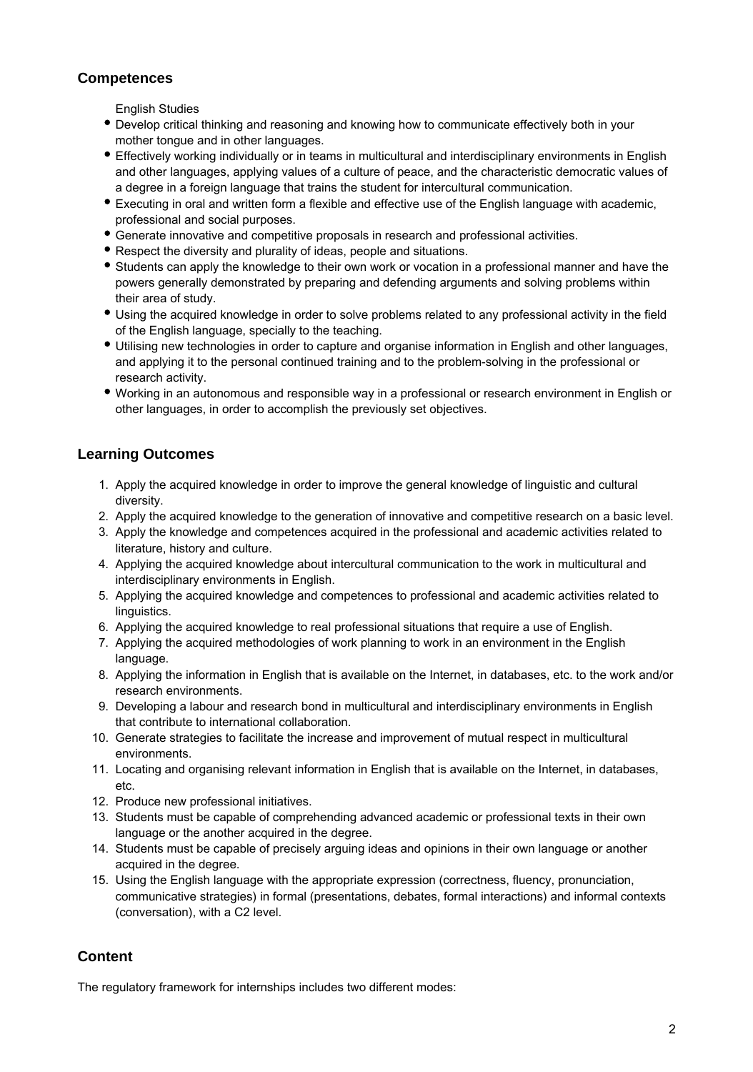## Competences

English Studies

- Develop critical thinking and reasoning and knowing how to communicate effectively both in your mother tongue and in other languages.
- Effectively working individually or in teams in multicultural and interdisciplinary environments in English and other languages, applying values of a culture of peace, and the characteristic democratic values of a degree in a foreign language that trains the student for intercultural communication.
- Executing in oral and written form a flexible and effective use of the English language with academic, professional and social purposes.
- Generate innovative and competitive proposals in research and professional activities.
- Respect the diversity and plurality of ideas, people and situations.
- Students can apply the knowledge to their own work or vocation in a professional manner and have the powers generally demonstrated by preparing and defending arguments and solving problems within their area of study.
- Using the acquired knowledge in order to solve problems related to any professional activity in the field of the English language, specially to the teaching.
- Utilising new technologies in order to capture and organise information in English and other languages, and applying it to the personal continued training and to the problem-solving in the professional or research activity.
- Working in an autonomous and responsible way in a professional or research environment in English or other languages, in order to accomplish the previously set objectives.

## Learning Outcomes

1. Apply the acquired knowledge in order to improve the general knowledge of linguistic and cultural diversity.
2. Apply the acquired knowledge to the generation of innovative and competitive research on a basic level.
3. Apply the knowledge and competences acquired in the professional and academic activities related to literature, history and culture.
4. Applying the acquired knowledge about intercultural communication to the work in multicultural and interdisciplinary environments in English.
5. Applying the acquired knowledge and competences to professional and academic activities related to linguistics.
6. Applying the acquired knowledge to real professional situations that require a use of English.
7. Applying the acquired methodologies of work planning to work in an environment in the English language.
8. Applying the information in English that is available on the Internet, in databases, etc. to the work and/or research environments.
9. Developing a labour and research bond in multicultural and interdisciplinary environments in English that contribute to international collaboration.
10. Generate strategies to facilitate the increase and improvement of mutual respect in multicultural environments.
11. Locating and organising relevant information in English that is available on the Internet, in databases, etc.
12. Produce new professional initiatives.
13. Students must be capable of comprehending advanced academic or professional texts in their own language or the another acquired in the degree.
14. Students must be capable of precisely arguing ideas and opinions in their own language or another acquired in the degree.
15. Using the English language with the appropriate expression (correctness, fluency, pronunciation, communicative strategies) in formal (presentations, debates, formal interactions) and informal contexts (conversation), with a C2 level.

## Content

The regulatory framework for internships includes two different modes: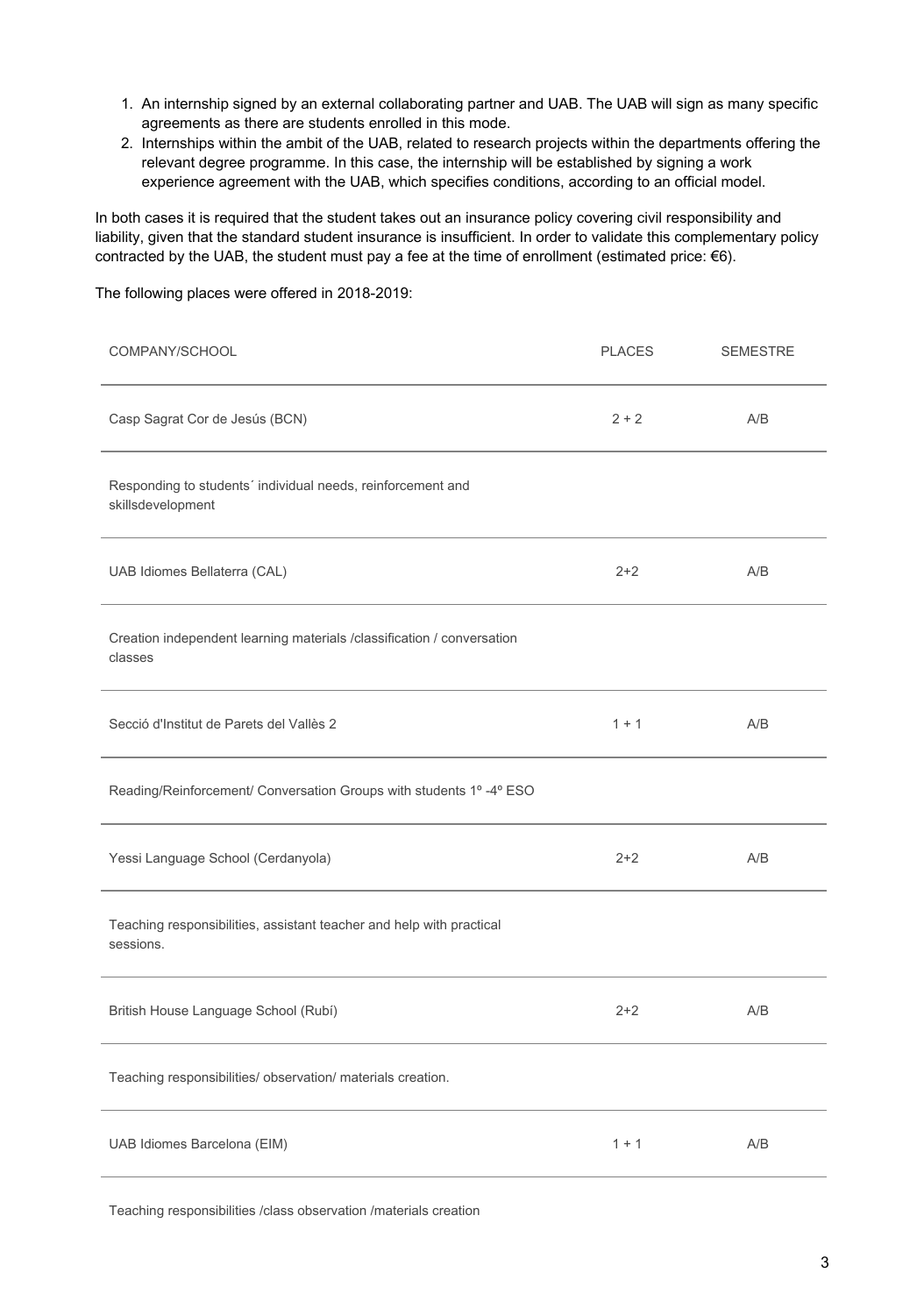1. An internship signed by an external collaborating partner and UAB. The UAB will sign as many specific agreements as there are students enrolled in this mode.
2. Internships within the ambit of the UAB, related to research projects within the departments offering the relevant degree programme. In this case, the internship will be established by signing a work experience agreement with the UAB, which specifies conditions, according to an official model.

In both cases it is required that the student takes out an insurance policy covering civil responsibility and liability, given that the standard student insurance is insufficient. In order to validate this complementary policy contracted by the UAB, the student must pay a fee at the time of enrollment (estimated price: €6).

The following places were offered in 2018-2019:

| COMPANY/SCHOOL | PLACES | SEMESTRE |
|---|---|---|
| Casp Sagrat Cor de Jesús (BCN) | 2 + 2 | A/B |
| Responding to students´ individual needs, reinforcement and skillsdevelopment | | |
| UAB Idiomes Bellaterra (CAL) | 2+2 | A/B |
| Creation independent learning materials /classification / conversation classes | | |
| Secció d'Institut de Parets del Vallès 2 | 1 + 1 | A/B |
| Reading/Reinforcement/ Conversation Groups with students 1º -4º ESO | | |
| Yessi Language School (Cerdanyola) | 2+2 | A/B |
| Teaching responsibilities, assistant teacher and help with practical sessions. | | |
| British House Language School (Rubí) | 2+2 | A/B |
| Teaching responsibilities/ observation/ materials creation. | | |
| UAB Idiomes Barcelona (EIM) | 1 + 1 | A/B |
| Teaching responsibilities /class observation /materials creation | | |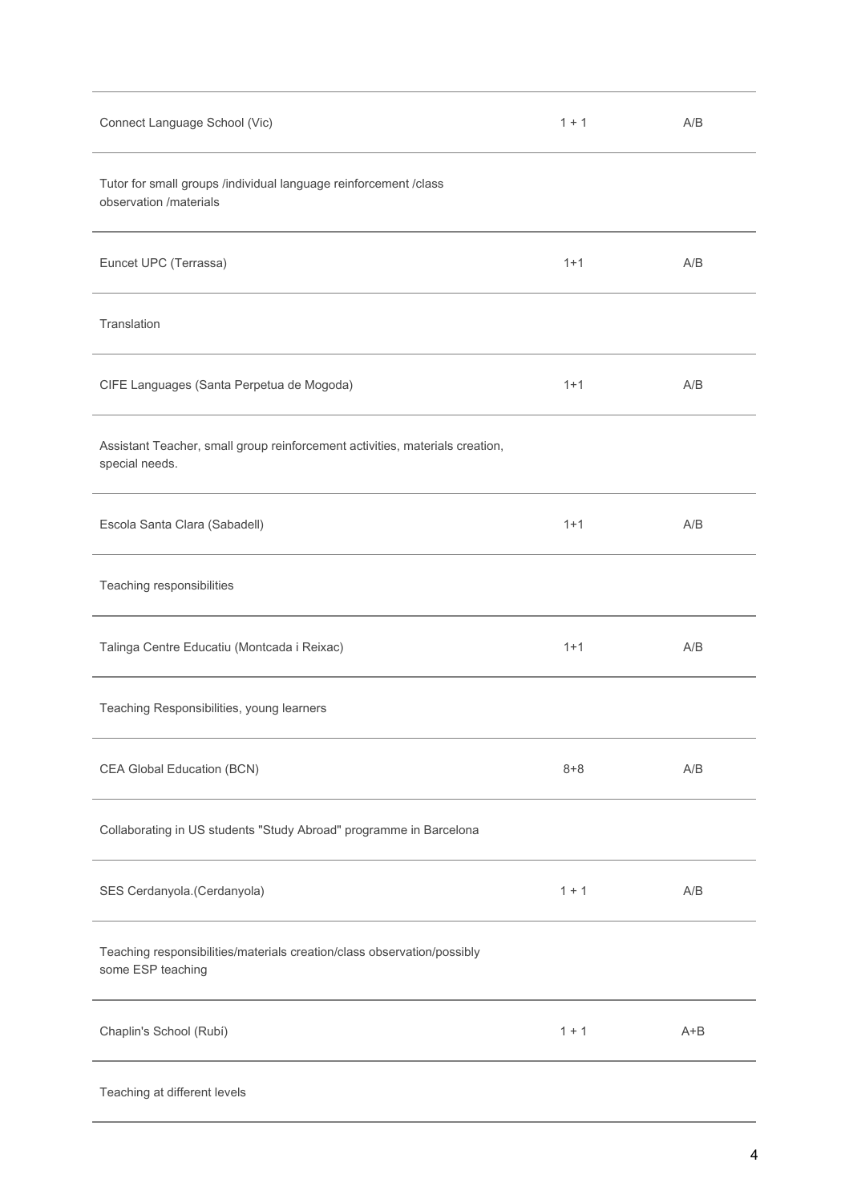| | | |
|---|---|---|
| Connect Language School (Vic) | 1 + 1 | A/B |
| Tutor for small groups /individual language reinforcement /class observation /materials | | |
| Euncet UPC (Terrassa) | 1+1 | A/B |
| Translation | | |
| CIFE Languages (Santa Perpetua de Mogoda) | 1+1 | A/B |
| Assistant Teacher, small group reinforcement activities, materials creation, special needs. | | |
| Escola Santa Clara (Sabadell) | 1+1 | A/B |
| Teaching responsibilities | | |
| Talinga Centre Educatiu (Montcada i Reixac) | 1+1 | A/B |
| Teaching Responsibilities, young learners | | |
| CEA Global Education (BCN) | 8+8 | A/B |
| Collaborating in US students "Study Abroad" programme in Barcelona | | |
| SES Cerdanyola.(Cerdanyola) | 1 + 1 | A/B |
| Teaching responsibilities/materials creation/class observation/possibly some ESP teaching | | |
| Chaplin's School (Rubí) | 1 + 1 | A+B |
| Teaching at different levels | | |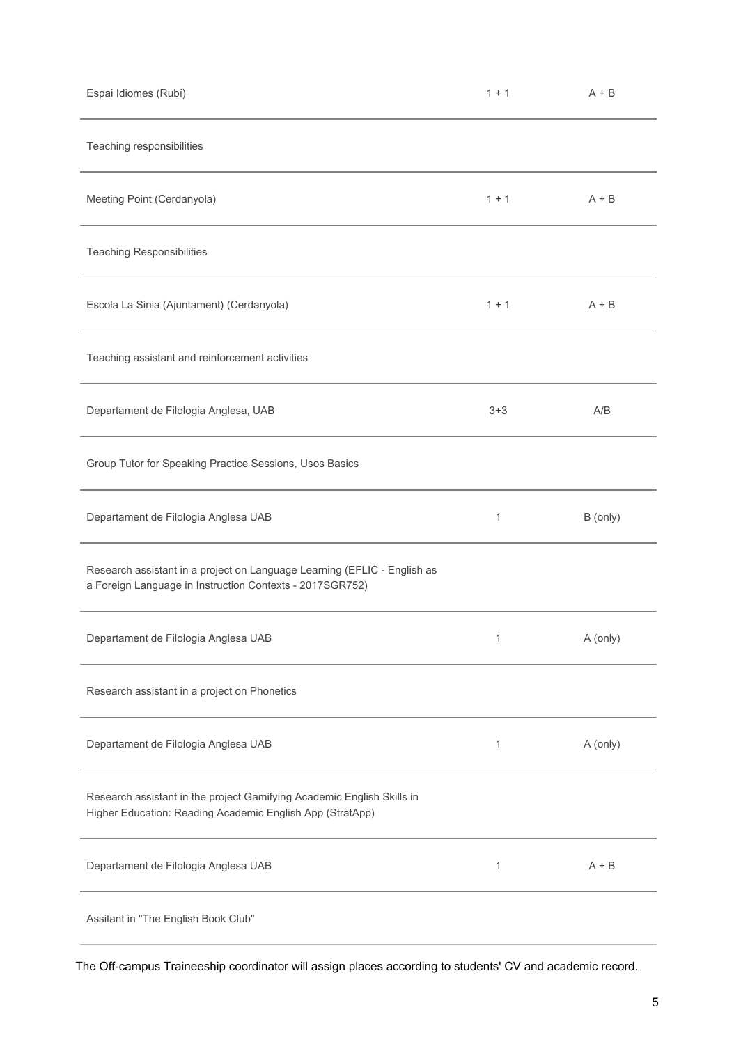| | | |
|---|---|---|
| Espai Idiomes (Rubí) | 1 + 1 | A + B |
| Teaching responsibilities | | |
| Meeting Point (Cerdanyola) | 1 + 1 | A + B |
| Teaching Responsibilities | | |
| Escola La Sinia (Ajuntament) (Cerdanyola) | 1 + 1 | A + B |
| Teaching assistant and reinforcement activities | | |
| Departament de Filologia Anglesa, UAB | 3+3 | A/B |
| Group Tutor for Speaking Practice Sessions, Usos Basics | | |
| Departament de Filologia Anglesa UAB | 1 | B (only) |
| Research assistant in a project on Language Learning (EFLIC - English as a Foreign Language in Instruction Contexts - 2017SGR752) | | |
| Departament de Filologia Anglesa UAB | 1 | A (only) |
| Research assistant in a project on Phonetics | | |
| Departament de Filologia Anglesa UAB | 1 | A (only) |
| Research assistant in the project Gamifying Academic English Skills in Higher Education: Reading Academic English App (StratApp) | | |
| Departament de Filologia Anglesa UAB | 1 | A + B |
| Assitant in "The English Book Club" | | |

The Off-campus Traineeship coordinator will assign places according to students' CV and academic record.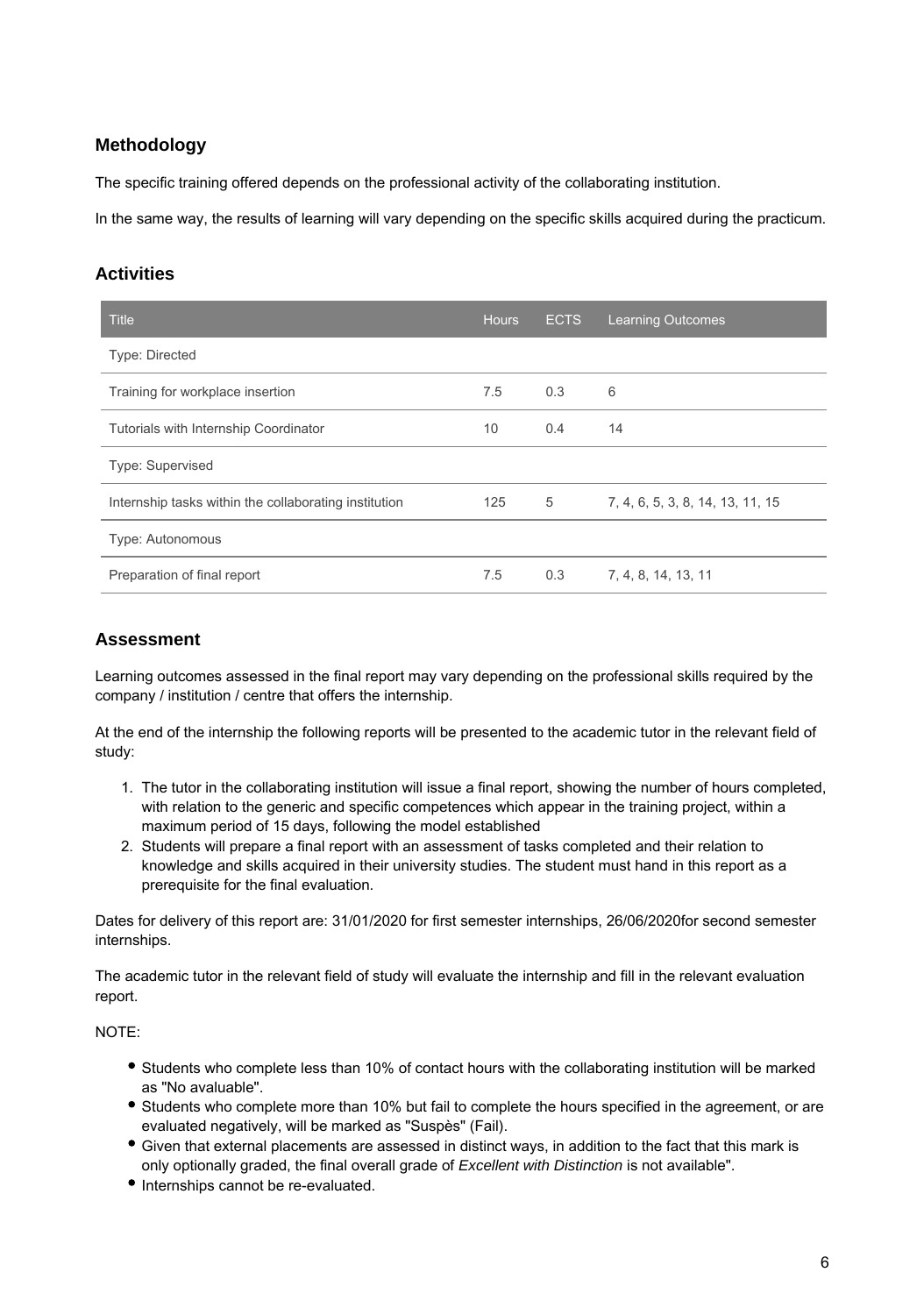## Methodology

The specific training offered depends on the professional activity of the collaborating institution.

In the same way, the results of learning will vary depending on the specific skills acquired during the practicum.

## Activities

| Title | Hours | ECTS | Learning Outcomes |
|---|---|---|---|
| Type: Directed | | | |
| Training for workplace insertion | 7.5 | 0.3 | 6 |
| Tutorials with Internship Coordinator | 10 | 0.4 | 14 |
| Type: Supervised | | | |
| Internship tasks within the collaborating institution | 125 | 5 | 7, 4, 6, 5, 3, 8, 14, 13, 11, 15 |
| Type: Autonomous | | | |
| Preparation of final report | 7.5 | 0.3 | 7, 4, 8, 14, 13, 11 |

## Assessment

Learning outcomes assessed in the final report may vary depending on the professional skills required by the company / institution / centre that offers the internship.

At the end of the internship the following reports will be presented to the academic tutor in the relevant field of study:

1. The tutor in the collaborating institution will issue a final report, showing the number of hours completed, with relation to the generic and specific competences which appear in the training project, within a maximum period of 15 days, following the model established
2. Students will prepare a final report with an assessment of tasks completed and their relation to knowledge and skills acquired in their university studies. The student must hand in this report as a prerequisite for the final evaluation.

Dates for delivery of this report are: 31/01/2020 for first semester internships, 26/06/2020for second semester internships.

The academic tutor in the relevant field of study will evaluate the internship and fill in the relevant evaluation report.

NOTE:

- Students who complete less than 10% of contact hours with the collaborating institution will be marked as "No avaluable".
- Students who complete more than 10% but fail to complete the hours specified in the agreement, or are evaluated negatively, will be marked as "Suspès" (Fail).
- Given that external placements are assessed in distinct ways, in addition to the fact that this mark is only optionally graded, the final overall grade of *Excellent with Distinction* is not available".
- Internships cannot be re-evaluated.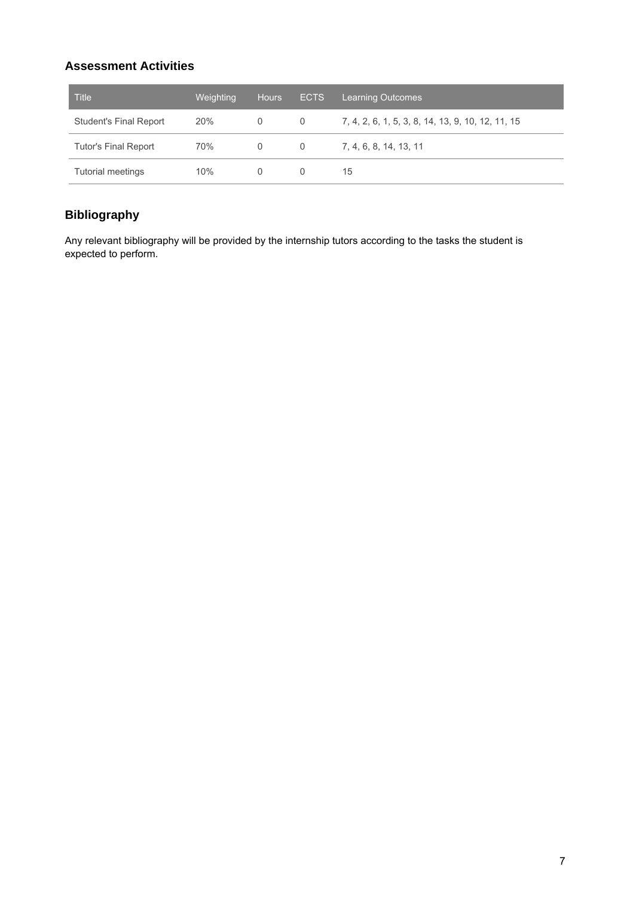## Assessment Activities

| Title | Weighting | Hours | ECTS | Learning Outcomes |
|---|---|---|---|---|
| Student's Final Report | 20% | 0 | 0 | 7, 4, 2, 6, 1, 5, 3, 8, 14, 13, 9, 10, 12, 11, 15 |
| Tutor's Final Report | 70% | 0 | 0 | 7, 4, 6, 8, 14, 13, 11 |
| Tutorial meetings | 10% | 0 | 0 | 15 |

## Bibliography

Any relevant bibliography will be provided by the internship tutors according to the tasks the student is expected to perform.